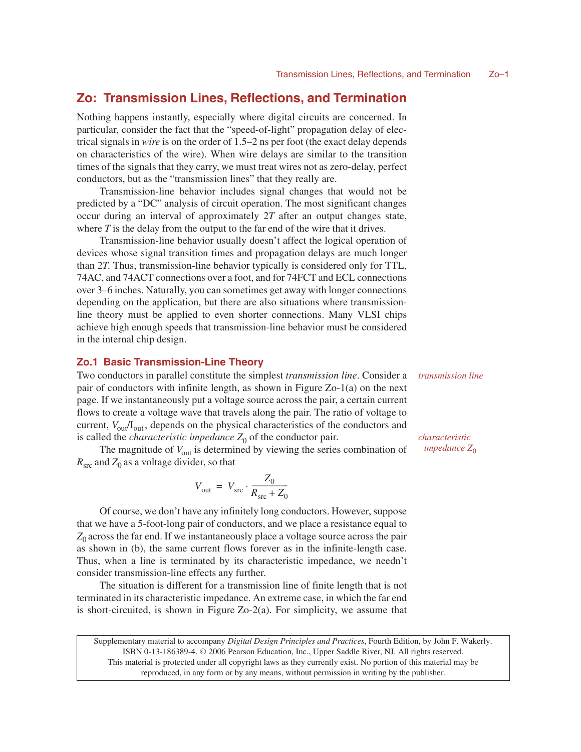# Zo: Transmission Lines, Reflections, and Termination

Nothing happens instantly, especially where digital circuits are concerned. In particular, consider the fact that the "speed-of-light" propagation delay of electrical signals in *wire* is on the order of 1.5–2 ns per foot (the exact delay depends on characteristics of the wire). When wire delays are similar to the transition times of the signals that they carry, we must treat wires not as zero-delay, perfect conductors, but as the "transmission lines" that they really are.

Transmission-line behavior includes signal changes that would not be predicted by a "DC" analysis of circuit operation. The most significant changes occur during an interval of approximately $2T$ after an output changes state, where $T$ is the delay from the output to the far end of the wire that it drives.

Transmission-line behavior usually doesn't affect the logical operation of devices whose signal transition times and propagation delays are much longer than $2T$. Thus, transmission-line behavior typically is considered only for TTL, 74AC, and 74ACT connections over a foot, and for 74FCT and ECL connections over 3–6 inches. Naturally, you can sometimes get away with longer connections depending on the application, but there are also situations where transmission-line theory must be applied to even shorter connections. Many VLSI chips achieve high enough speeds that transmission-line behavior must be considered in the internal chip design.

## Zo.1 Basic Transmission-Line Theory

*transmission line*

Two conductors in parallel constitute the simplest *transmission line*. Consider a pair of conductors with infinite length, as shown in Figure Zo-1(a) on the next page. If we instantaneously put a voltage source across the pair, a certain current flows to create a voltage wave that travels along the pair. The ratio of voltage to current, $V_{out}/I_{out}$, depends on the physical characteristics of the conductors and is called the *characteristic impedance* $Z_0$ of the conductor pair.

*characteristic impedance* $Z_0$

The magnitude of $V_{out}$ is determined by viewing the series combination of $R_{src}$ and $Z_0$ as a voltage divider, so that

$$V_{out} = V_{src} \cdot \frac{Z_0}{R_{src} + Z_0}$$

Of course, we don't have any infinitely long conductors. However, suppose that we have a 5-foot-long pair of conductors, and we place a resistance equal to $Z_0$ across the far end. If we instantaneously place a voltage source across the pair as shown in (b), the same current flows forever as in the infinite-length case. Thus, when a line is terminated by its characteristic impedance, we needn't consider transmission-line effects any further.

The situation is different for a transmission line of finite length that is not terminated in its characteristic impedance. An extreme case, in which the far end is short-circuited, is shown in Figure Zo-2(a). For simplicity, we assume that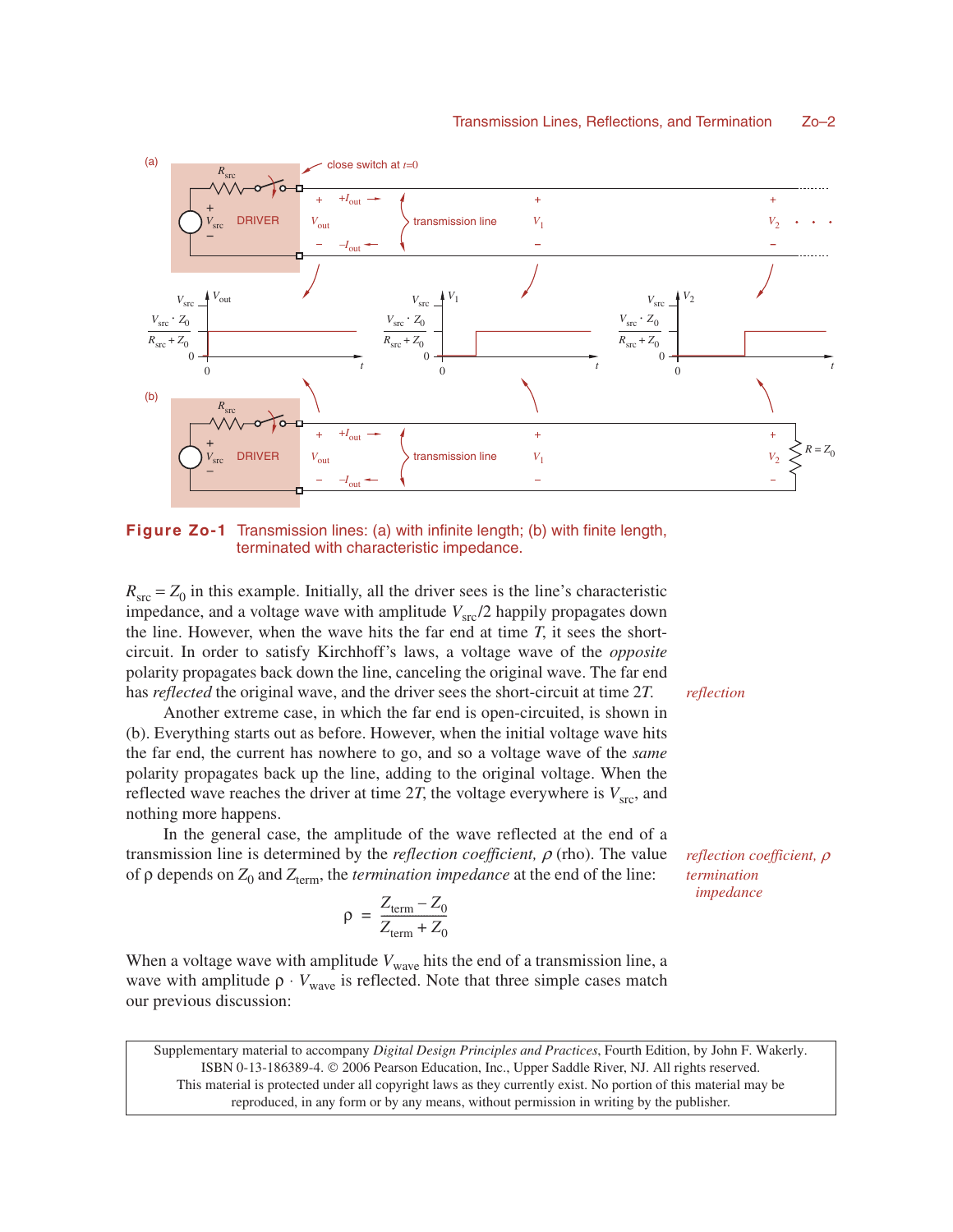**Figure Zo-1** Transmission lines: (a) with infinite length; (b) with finite length, terminated with characteristic impedance.

$R_{src} = Z_0$ in this example. Initially, all the driver sees is the line's characteristic impedance, and a voltage wave with amplitude $V_{src}/2$ happily propagates down the line. However, when the wave hits the far end at time $T$, it sees the short-circuit. In order to satisfy Kirchhoff's laws, a voltage wave of the *opposite* polarity propagates back down the line, canceling the original wave. The far end has *reflected* the original wave, and the driver sees the short-circuit at time $2T$.

*reflection*

Another extreme case, in which the far end is open-circuited, is shown in (b). Everything starts out as before. However, when the initial voltage wave hits the far end, the current has nowhere to go, and so a voltage wave of the *same* polarity propagates back up the line, adding to the original voltage. When the reflected wave reaches the driver at time $2T$, the voltage everywhere is $V_{src}$, and nothing more happens.

In the general case, the amplitude of the wave reflected at the end of a transmission line is determined by the *reflection coefficient,* $\rho$ (rho). The value of $\rho$ depends on $Z_0$ and $Z_{term}$, the *termination impedance* at the end of the line:

*reflection coefficient,* $\rho$

*termination impedance*

$$\rho = \frac{Z_{term} - Z_0}{Z_{term} + Z_0}$$

When a voltage wave with amplitude $V_{wave}$ hits the end of a transmission line, a wave with amplitude $\rho \cdot V_{wave}$ is reflected. Note that three simple cases match our previous discussion:

Supplementary material to accompany *Digital Design Principles and Practices*, Fourth Edition, by John F. Wakerly. ISBN 0-13-186389-4. © 2006 Pearson Education, Inc., Upper Saddle River, NJ. All rights reserved. This material is protected under all copyright laws as they currently exist. No portion of this material may be reproduced, in any form or by any means, without permission in writing by the publisher.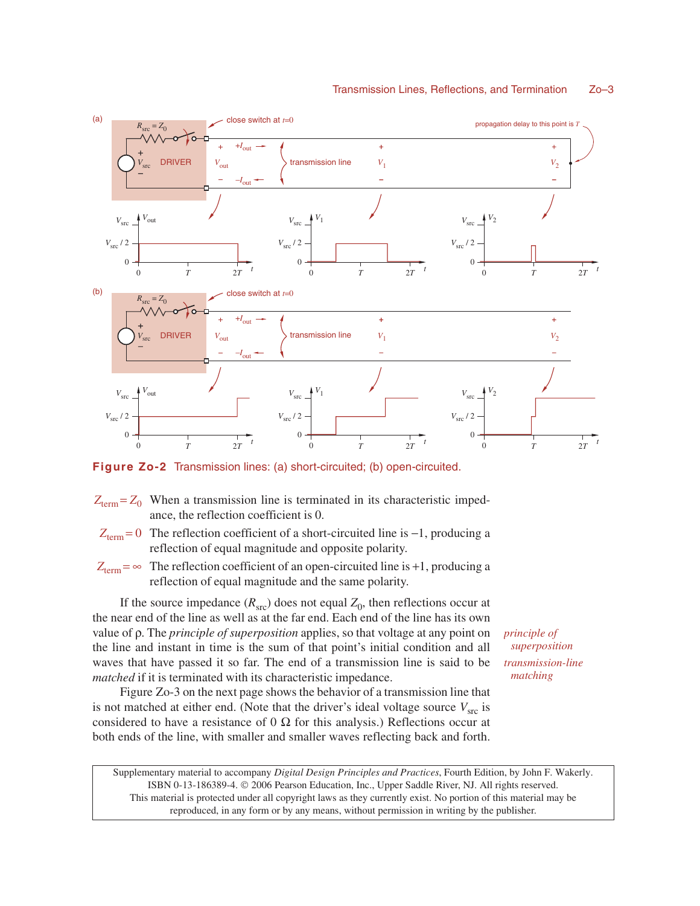**Figure Zo-2** Transmission lines: (a) short-circuited; (b) open-circuited.

$Z_{term} = Z_0$ When a transmission line is terminated in its characteristic impedance, the reflection coefficient is 0.

$Z_{term} = 0$ The reflection coefficient of a short-circuited line is $-1$, producing a reflection of equal magnitude and opposite polarity.

$Z_{term} = \infty$ The reflection coefficient of an open-circuited line is $+1$, producing a reflection of equal magnitude and the same polarity.

If the source impedance ($R_{src}$) does not equal $Z_0$, then reflections occur at the near end of the line as well as at the far end. Each end of the line has its own value of ρ. The *principle of superposition* applies, so that voltage at any point on the line and instant in time is the sum of that point's initial condition and all waves that have passed it so far. The end of a transmission line is said to be *matched* if it is terminated with its characteristic impedance.

*principle of superposition*

*transmission-line matching*

Figure Zo-3 on the next page shows the behavior of a transmission line that is not matched at either end. (Note that the driver's ideal voltage source $V_{src}$ is considered to have a resistance of 0 Ω for this analysis.) Reflections occur at both ends of the line, with smaller and smaller waves reflecting back and forth.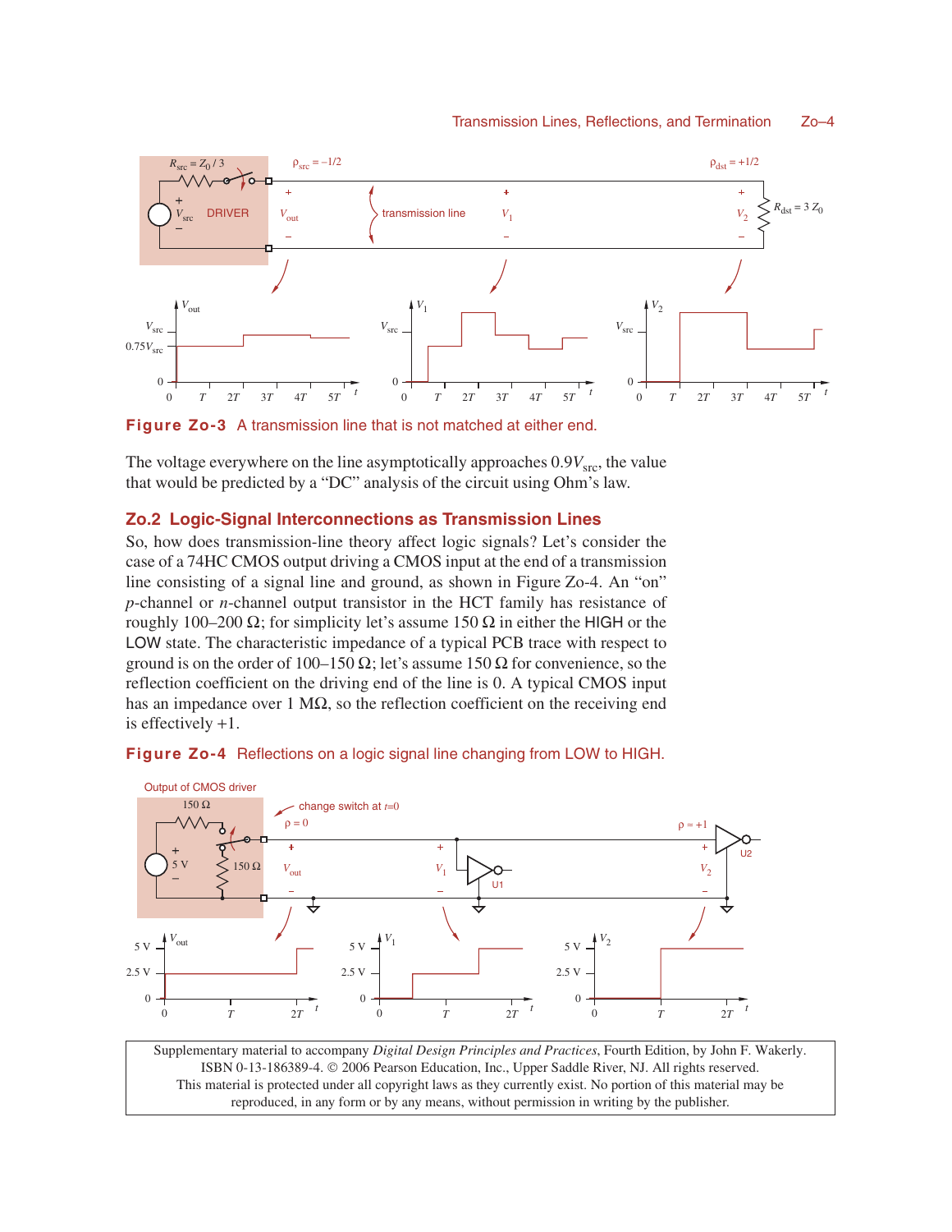**Figure Zo-3** A transmission line that is not matched at either end.

The voltage everywhere on the line asymptotically approaches $0.9V_{src}$, the value that would be predicted by a "DC" analysis of the circuit using Ohm's law.

## Zo.2 Logic-Signal Interconnections as Transmission Lines

So, how does transmission-line theory affect logic signals? Let's consider the case of a 74HC CMOS output driving a CMOS input at the end of a transmission line consisting of a signal line and ground, as shown in Figure Zo-4. An "on" *p*-channel or *n*-channel output transistor in the HCT family has resistance of roughly 100–200 Ω; for simplicity let's assume 150 Ω in either the HIGH or the LOW state. The characteristic impedance of a typical PCB trace with respect to ground is on the order of 100–150 Ω; let's assume 150 Ω for convenience, so the reflection coefficient on the driving end of the line is 0. A typical CMOS input has an impedance over 1 MΩ, so the reflection coefficient on the receiving end is effectively +1.

**Figure Zo-4** Reflections on a logic signal line changing from LOW to HIGH.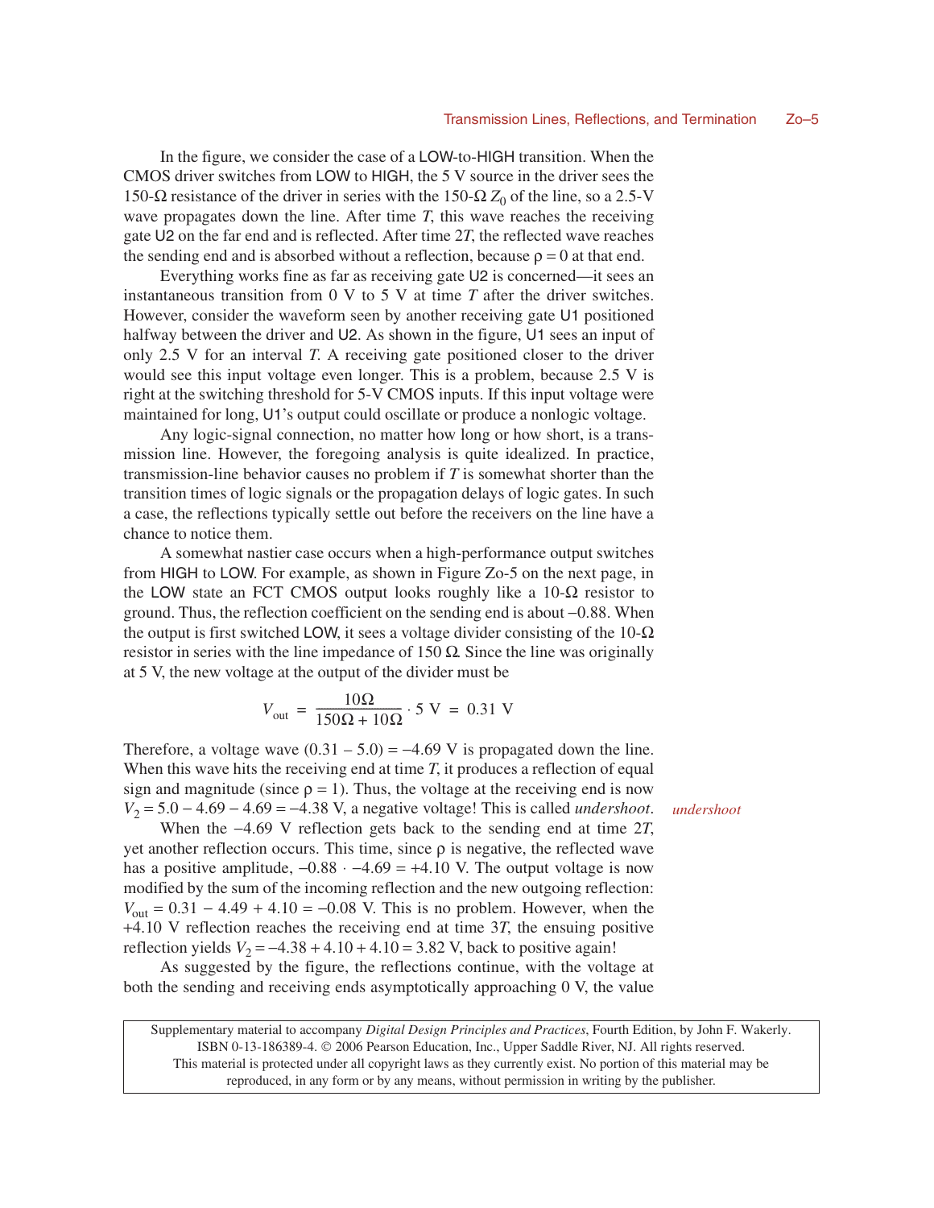In the figure, we consider the case of a LOW-to-HIGH transition. When the CMOS driver switches from LOW to HIGH, the 5 V source in the driver sees the 150-Ω resistance of the driver in series with the 150-Ω $Z_0$ of the line, so a 2.5-V wave propagates down the line. After time $T$, this wave reaches the receiving gate U2 on the far end and is reflected. After time $2T$, the reflected wave reaches the sending end and is absorbed without a reflection, because $\rho = 0$ at that end.

Everything works fine as far as receiving gate U2 is concerned—it sees an instantaneous transition from 0 V to 5 V at time $T$ after the driver switches. However, consider the waveform seen by another receiving gate U1 positioned halfway between the driver and U2. As shown in the figure, U1 sees an input of only 2.5 V for an interval $T$. A receiving gate positioned closer to the driver would see this input voltage even longer. This is a problem, because 2.5 V is right at the switching threshold for 5-V CMOS inputs. If this input voltage were maintained for long, U1's output could oscillate or produce a nonlogic voltage.

Any logic-signal connection, no matter how long or how short, is a transmission line. However, the foregoing analysis is quite idealized. In practice, transmission-line behavior causes no problem if $T$ is somewhat shorter than the transition times of logic signals or the propagation delays of logic gates. In such a case, the reflections typically settle out before the receivers on the line have a chance to notice them.

A somewhat nastier case occurs when a high-performance output switches from HIGH to LOW. For example, as shown in Figure Zo-5 on the next page, in the LOW state an FCT CMOS output looks roughly like a 10-Ω resistor to ground. Thus, the reflection coefficient on the sending end is about −0.88. When the output is first switched LOW, it sees a voltage divider consisting of the 10-Ω resistor in series with the line impedance of 150 Ω. Since the line was originally at 5 V, the new voltage at the output of the divider must be

$$V_{\text{out}} = \frac{10\Omega}{150\Omega + 10\Omega} \cdot 5\text{ V} = 0.31\text{ V}$$

Therefore, a voltage wave $(0.31 - 5.0) = -4.69$ V is propagated down the line. When this wave hits the receiving end at time $T$, it produces a reflection of equal sign and magnitude (since $\rho = 1$). Thus, the voltage at the receiving end is now $V_2 = 5.0 - 4.69 - 4.69 = -4.38$ V, a negative voltage! This is called *undershoot*.

*undershoot*

When the −4.69 V reflection gets back to the sending end at time $2T$, yet another reflection occurs. This time, since $\rho$ is negative, the reflected wave has a positive amplitude, $-0.88 \cdot -4.69 = +4.10$ V. The output voltage is now modified by the sum of the incoming reflection and the new outgoing reflection: $V_{\text{out}} = 0.31 - 4.49 + 4.10 = -0.08$ V. This is no problem. However, when the +4.10 V reflection reaches the receiving end at time $3T$, the ensuing positive reflection yields $V_2 = -4.38 + 4.10 + 4.10 = 3.82$ V, back to positive again!

As suggested by the figure, the reflections continue, with the voltage at both the sending and receiving ends asymptotically approaching 0 V, the value

Supplementary material to accompany *Digital Design Principles and Practices*, Fourth Edition, by John F. Wakerly. ISBN 0-13-186389-4. © 2006 Pearson Education, Inc., Upper Saddle River, NJ. All rights reserved. This material is protected under all copyright laws as they currently exist. No portion of this material may be reproduced, in any form or by any means, without permission in writing by the publisher.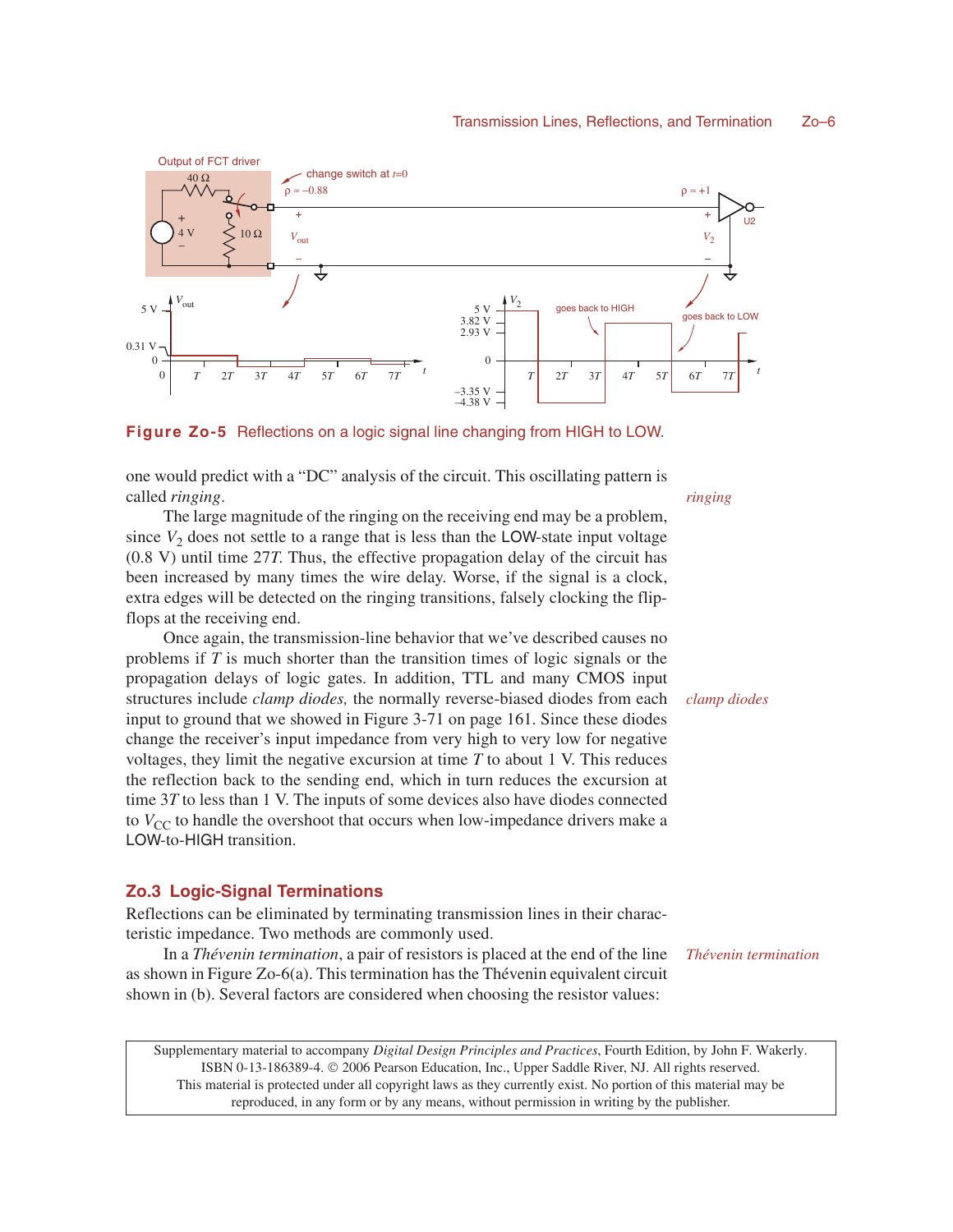**Figure Zo-5** Reflections on a logic signal line changing from HIGH to LOW.

one would predict with a "DC" analysis of the circuit. This oscillating pattern is called *ringing*.

The large magnitude of the ringing on the receiving end may be a problem, since $V_2$ does not settle to a range that is less than the LOW-state input voltage (0.8 V) until time 27*T*. Thus, the effective propagation delay of the circuit has been increased by many times the wire delay. Worse, if the signal is a clock, extra edges will be detected on the ringing transitions, falsely clocking the flip-flops at the receiving end.

Once again, the transmission-line behavior that we've described causes no problems if *T* is much shorter than the transition times of logic signals or the propagation delays of logic gates. In addition, TTL and many CMOS input structures include *clamp diodes,* the normally reverse-biased diodes from each input to ground that we showed in Figure 3-71 on page 161. Since these diodes change the receiver's input impedance from very high to very low for negative voltages, they limit the negative excursion at time *T* to about 1 V. This reduces the reflection back to the sending end, which in turn reduces the excursion at time 3*T* to less than 1 V. The inputs of some devices also have diodes connected to $V_{CC}$ to handle the overshoot that occurs when low-impedance drivers make a LOW-to-HIGH transition.

## Zo.3 Logic-Signal Terminations

Reflections can be eliminated by terminating transmission lines in their characteristic impedance. Two methods are commonly used.

In a *Thévenin termination*, a pair of resistors is placed at the end of the line as shown in Figure Zo-6(a). This termination has the Thévenin equivalent circuit shown in (b). Several factors are considered when choosing the resistor values: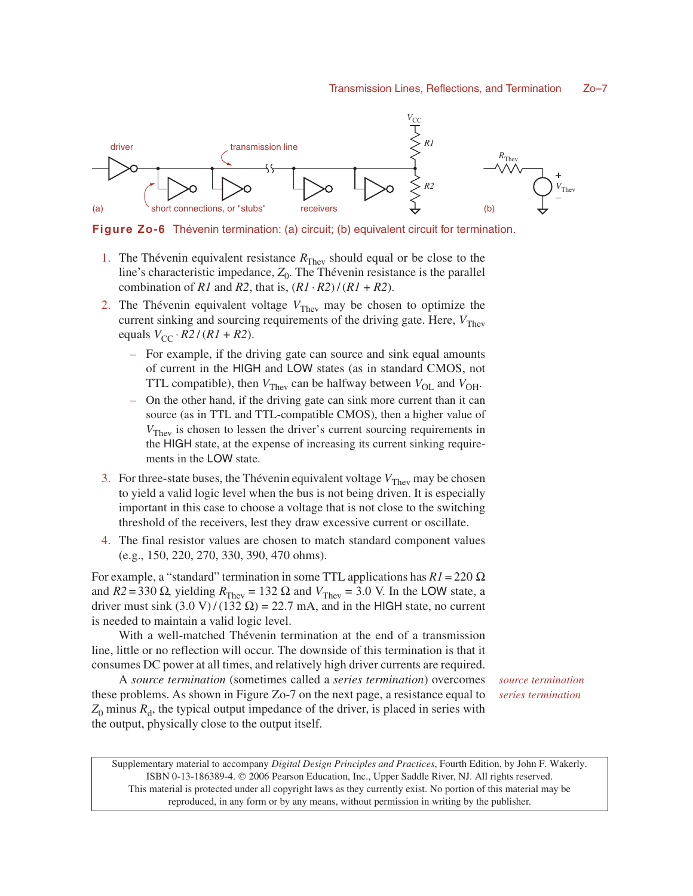**Figure Zo-6** Thévenin termination: (a) circuit; (b) equivalent circuit for termination.

1. The Thévenin equivalent resistance $R_{Thev}$ should equal or be close to the line's characteristic impedance, $Z_0$. The Thévenin resistance is the parallel combination of $R1$ and $R2$, that is, $(R1 \cdot R2) / (R1 + R2)$.
2. The Thévenin equivalent voltage $V_{Thev}$ may be chosen to optimize the current sinking and sourcing requirements of the driving gate. Here, $V_{Thev}$ equals $V_{CC} \cdot R2 / (R1 + R2)$.
   - For example, if the driving gate can source and sink equal amounts of current in the HIGH and LOW states (as in standard CMOS, not TTL compatible), then $V_{Thev}$ can be halfway between $V_{OL}$ and $V_{OH}$.
   - On the other hand, if the driving gate can sink more current than it can source (as in TTL and TTL-compatible CMOS), then a higher value of $V_{Thev}$ is chosen to lessen the driver's current sourcing requirements in the HIGH state, at the expense of increasing its current sinking requirements in the LOW state.
3. For three-state buses, the Thévenin equivalent voltage $V_{Thev}$ may be chosen to yield a valid logic level when the bus is not being driven. It is especially important in this case to choose a voltage that is not close to the switching threshold of the receivers, lest they draw excessive current or oscillate.
4. The final resistor values are chosen to match standard component values (e.g., 150, 220, 270, 330, 390, 470 ohms).

For example, a "standard" termination in some TTL applications has $R1 = 220\ \Omega$ and $R2 = 330\ \Omega$, yielding $R_{Thev} = 132\ \Omega$ and $V_{Thev} = 3.0$ V. In the LOW state, a driver must sink $(3.0\ \text{V}) / (132\ \Omega) = 22.7$ mA, and in the HIGH state, no current is needed to maintain a valid logic level.

With a well-matched Thévenin termination at the end of a transmission line, little or no reflection will occur. The downside of this termination is that it consumes DC power at all times, and relatively high driver currents are required.

*source termination*
*series termination*

A *source termination* (sometimes called a *series termination*) overcomes these problems. As shown in Figure Zo-7 on the next page, a resistance equal to $Z_0$ minus $R_d$, the typical output impedance of the driver, is placed in series with the output, physically close to the output itself.

Supplementary material to accompany *Digital Design Principles and Practices*, Fourth Edition, by John F. Wakerly. ISBN 0-13-186389-4. © 2006 Pearson Education, Inc., Upper Saddle River, NJ. All rights reserved. This material is protected under all copyright laws as they currently exist. No portion of this material may be reproduced, in any form or by any means, without permission in writing by the publisher.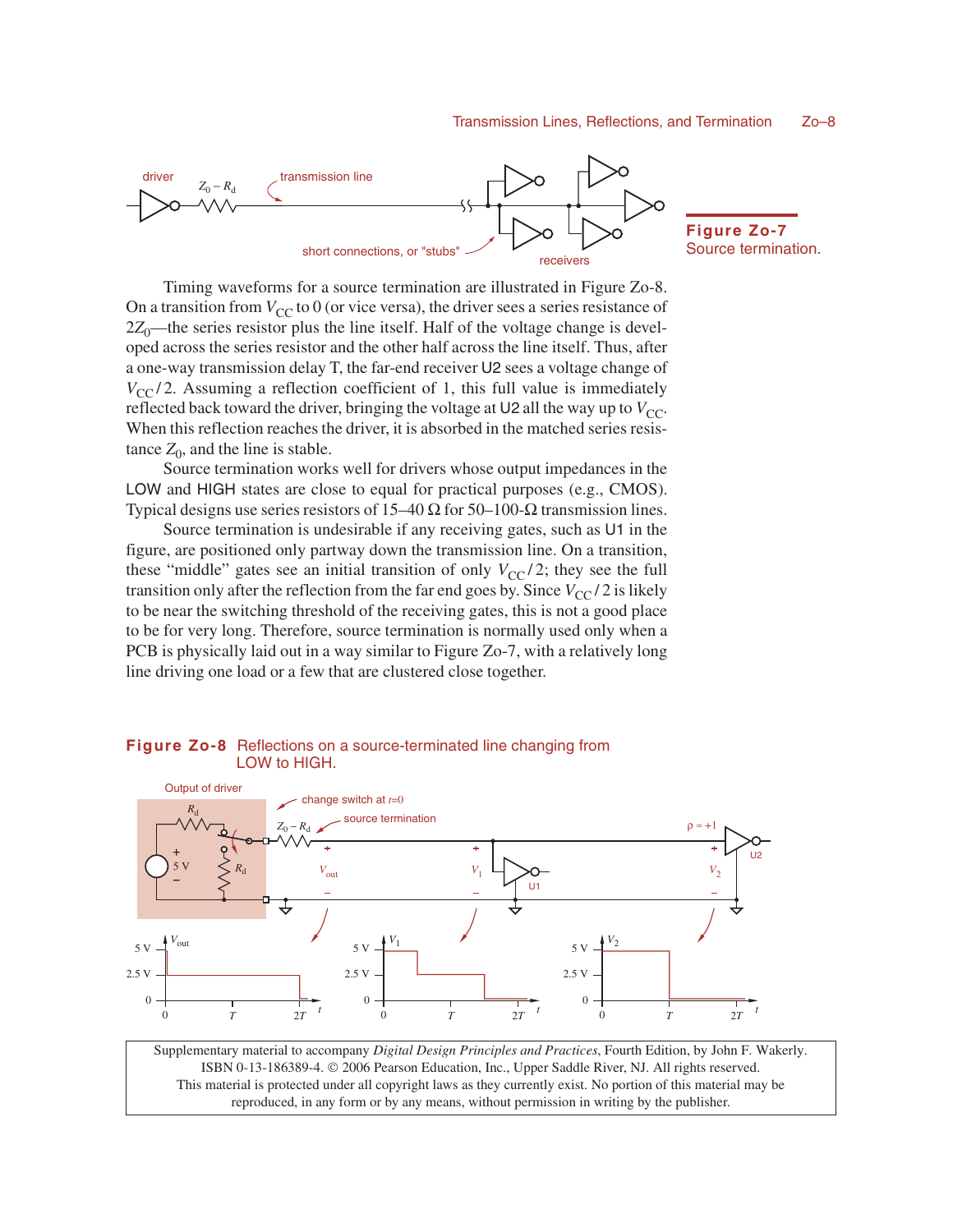**Figure Zo-7** Source termination.

Timing waveforms for a source termination are illustrated in Figure Zo-8. On a transition from $V_{CC}$ to 0 (or vice versa), the driver sees a series resistance of $2Z_0$—the series resistor plus the line itself. Half of the voltage change is developed across the series resistor and the other half across the line itself. Thus, after a one-way transmission delay T, the far-end receiver U2 sees a voltage change of $V_{CC}/2$. Assuming a reflection coefficient of 1, this full value is immediately reflected back toward the driver, bringing the voltage at U2 all the way up to $V_{CC}$. When this reflection reaches the driver, it is absorbed in the matched series resistance $Z_0$, and the line is stable.

Source termination works well for drivers whose output impedances in the LOW and HIGH states are close to equal for practical purposes (e.g., CMOS). Typical designs use series resistors of 15–40 Ω for 50–100-Ω transmission lines.

Source termination is undesirable if any receiving gates, such as U1 in the figure, are positioned only partway down the transmission line. On a transition, these "middle" gates see an initial transition of only $V_{CC}/2$; they see the full transition only after the reflection from the far end goes by. Since $V_{CC}/2$ is likely to be near the switching threshold of the receiving gates, this is not a good place to be for very long. Therefore, source termination is normally used only when a PCB is physically laid out in a way similar to Figure Zo-7, with a relatively long line driving one load or a few that are clustered close together.

**Figure Zo-8** Reflections on a source-terminated line changing from LOW to HIGH.

Supplementary material to accompany *Digital Design Principles and Practices*, Fourth Edition, by John F. Wakerly. ISBN 0-13-186389-4. © 2006 Pearson Education, Inc., Upper Saddle River, NJ. All rights reserved. This material is protected under all copyright laws as they currently exist. No portion of this material may be reproduced, in any form or by any means, without permission in writing by the publisher.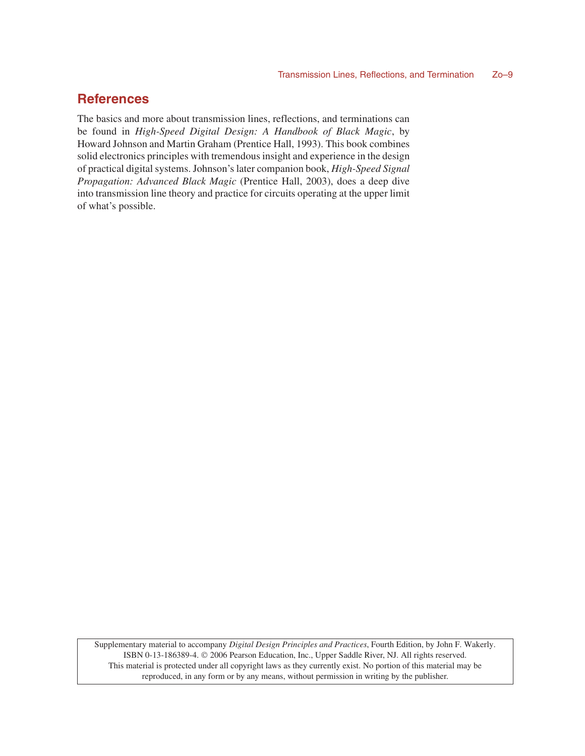## References

The basics and more about transmission lines, reflections, and terminations can be found in *High-Speed Digital Design: A Handbook of Black Magic*, by Howard Johnson and Martin Graham (Prentice Hall, 1993). This book combines solid electronics principles with tremendous insight and experience in the design of practical digital systems. Johnson's later companion book, *High-Speed Signal Propagation: Advanced Black Magic* (Prentice Hall, 2003), does a deep dive into transmission line theory and practice for circuits operating at the upper limit of what's possible.

Supplementary material to accompany *Digital Design Principles and Practices*, Fourth Edition, by John F. Wakerly. ISBN 0-13-186389-4. © 2006 Pearson Education, Inc., Upper Saddle River, NJ. All rights reserved. This material is protected under all copyright laws as they currently exist. No portion of this material may be reproduced, in any form or by any means, without permission in writing by the publisher.